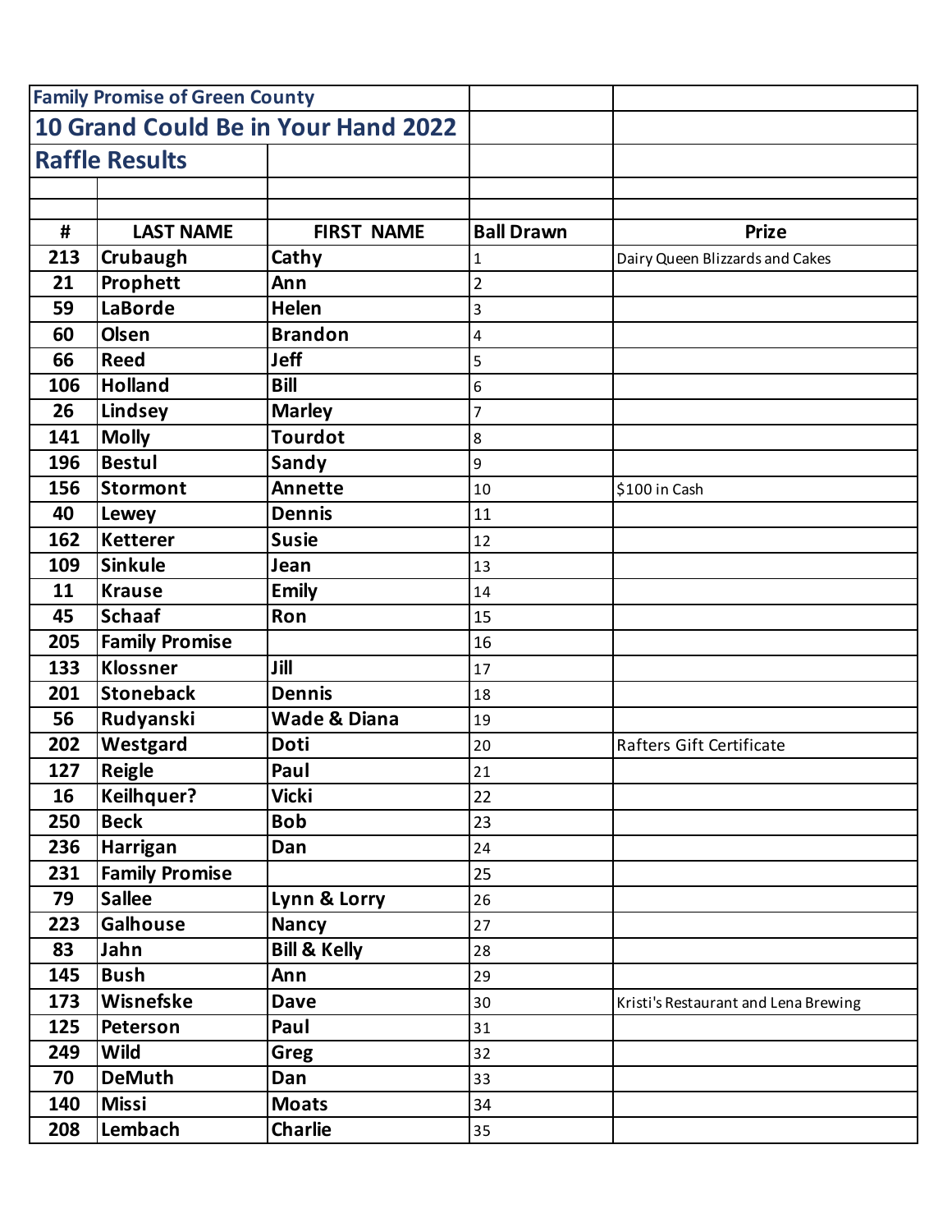**Family Promise of Green County**

## 10 Grand Could Be in Your Hand 2022

## Raffle Results

| # | LAST NAME | FIRST NAME | Ball Drawn | Prize |
|---|---|---|---|---|
| 213 | Crubaugh | Cathy | 1 | Dairy Queen Blizzards and Cakes |
| 21 | Prophett | Ann | 2 | |
| 59 | LaBorde | Helen | 3 | |
| 60 | Olsen | Brandon | 4 | |
| 66 | Reed | Jeff | 5 | |
| 106 | Holland | Bill | 6 | |
| 26 | Lindsey | Marley | 7 | |
| 141 | Molly | Tourdot | 8 | |
| 196 | Bestul | Sandy | 9 | |
| 156 | Stormont | Annette | 10 | $100 in Cash |
| 40 | Lewey | Dennis | 11 | |
| 162 | Ketterer | Susie | 12 | |
| 109 | Sinkule | Jean | 13 | |
| 11 | Krause | Emily | 14 | |
| 45 | Schaaf | Ron | 15 | |
| 205 | Family Promise | | 16 | |
| 133 | Klossner | Jill | 17 | |
| 201 | Stoneback | Dennis | 18 | |
| 56 | Rudyanski | Wade & Diana | 19 | |
| 202 | Westgard | Doti | 20 | Rafters Gift Certificate |
| 127 | Reigle | Paul | 21 | |
| 16 | Keilhquer? | Vicki | 22 | |
| 250 | Beck | Bob | 23 | |
| 236 | Harrigan | Dan | 24 | |
| 231 | Family Promise | | 25 | |
| 79 | Sallee | Lynn & Lorry | 26 | |
| 223 | Galhouse | Nancy | 27 | |
| 83 | Jahn | Bill & Kelly | 28 | |
| 145 | Bush | Ann | 29 | |
| 173 | Wisnefske | Dave | 30 | Kristi's Restaurant and Lena Brewing |
| 125 | Peterson | Paul | 31 | |
| 249 | Wild | Greg | 32 | |
| 70 | DeMuth | Dan | 33 | |
| 140 | Missi | Moats | 34 | |
| 208 | Lembach | Charlie | 35 | |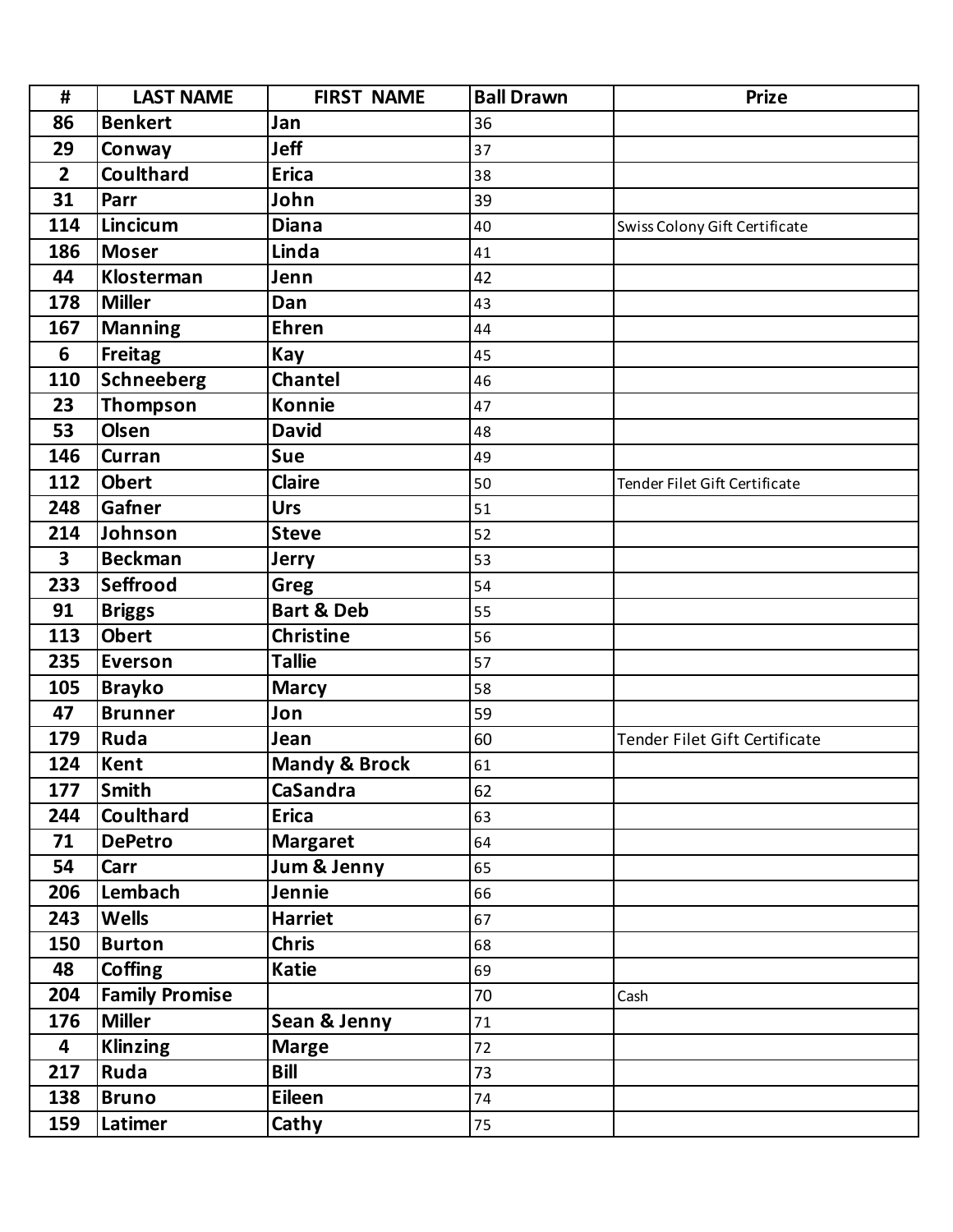| # | LAST NAME | FIRST NAME | Ball Drawn | Prize |
|---|---|---|---|---|
| 86 | Benkert | Jan | 36 | |
| 29 | Conway | Jeff | 37 | |
| 2 | Coulthard | Erica | 38 | |
| 31 | Parr | John | 39 | |
| 114 | Lincicum | Diana | 40 | Swiss Colony Gift Certificate |
| 186 | Moser | Linda | 41 | |
| 44 | Klosterman | Jenn | 42 | |
| 178 | Miller | Dan | 43 | |
| 167 | Manning | Ehren | 44 | |
| 6 | Freitag | Kay | 45 | |
| 110 | Schneeberg | Chantel | 46 | |
| 23 | Thompson | Konnie | 47 | |
| 53 | Olsen | David | 48 | |
| 146 | Curran | Sue | 49 | |
| 112 | Obert | Claire | 50 | Tender Filet Gift Certificate |
| 248 | Gafner | Urs | 51 | |
| 214 | Johnson | Steve | 52 | |
| 3 | Beckman | Jerry | 53 | |
| 233 | Seffrood | Greg | 54 | |
| 91 | Briggs | Bart & Deb | 55 | |
| 113 | Obert | Christine | 56 | |
| 235 | Everson | Tallie | 57 | |
| 105 | Brayko | Marcy | 58 | |
| 47 | Brunner | Jon | 59 | |
| 179 | Ruda | Jean | 60 | Tender Filet Gift Certificate |
| 124 | Kent | Mandy & Brock | 61 | |
| 177 | Smith | CaSandra | 62 | |
| 244 | Coulthard | Erica | 63 | |
| 71 | DePetro | Margaret | 64 | |
| 54 | Carr | Jum & Jenny | 65 | |
| 206 | Lembach | Jennie | 66 | |
| 243 | Wells | Harriet | 67 | |
| 150 | Burton | Chris | 68 | |
| 48 | Coffing | Katie | 69 | |
| 204 | Family Promise | | 70 | Cash |
| 176 | Miller | Sean & Jenny | 71 | |
| 4 | Klinzing | Marge | 72 | |
| 217 | Ruda | Bill | 73 | |
| 138 | Bruno | Eileen | 74 | |
| 159 | Latimer | Cathy | 75 | |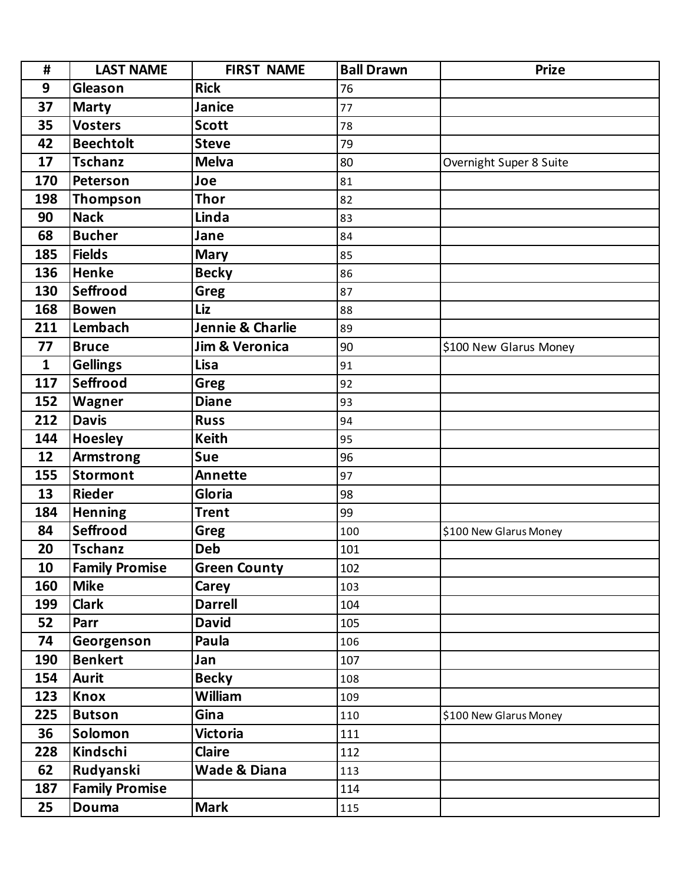| # | LAST NAME | FIRST NAME | Ball Drawn | Prize |
|---|---|---|---|---|
| 9 | Gleason | Rick | 76 | |
| 37 | Marty | Janice | 77 | |
| 35 | Vosters | Scott | 78 | |
| 42 | Beechtolt | Steve | 79 | |
| 17 | Tschanz | Melva | 80 | Overnight Super 8 Suite |
| 170 | Peterson | Joe | 81 | |
| 198 | Thompson | Thor | 82 | |
| 90 | Nack | Linda | 83 | |
| 68 | Bucher | Jane | 84 | |
| 185 | Fields | Mary | 85 | |
| 136 | Henke | Becky | 86 | |
| 130 | Seffrood | Greg | 87 | |
| 168 | Bowen | Liz | 88 | |
| 211 | Lembach | Jennie & Charlie | 89 | |
| 77 | Bruce | Jim & Veronica | 90 | $100 New Glarus Money |
| 1 | Gellings | Lisa | 91 | |
| 117 | Seffrood | Greg | 92 | |
| 152 | Wagner | Diane | 93 | |
| 212 | Davis | Russ | 94 | |
| 144 | Hoesley | Keith | 95 | |
| 12 | Armstrong | Sue | 96 | |
| 155 | Stormont | Annette | 97 | |
| 13 | Rieder | Gloria | 98 | |
| 184 | Henning | Trent | 99 | |
| 84 | Seffrood | Greg | 100 | $100 New Glarus Money |
| 20 | Tschanz | Deb | 101 | |
| 10 | Family Promise | Green County | 102 | |
| 160 | Mike | Carey | 103 | |
| 199 | Clark | Darrell | 104 | |
| 52 | Parr | David | 105 | |
| 74 | Georgenson | Paula | 106 | |
| 190 | Benkert | Jan | 107 | |
| 154 | Aurit | Becky | 108 | |
| 123 | Knox | William | 109 | |
| 225 | Butson | Gina | 110 | $100 New Glarus Money |
| 36 | Solomon | Victoria | 111 | |
| 228 | Kindschi | Claire | 112 | |
| 62 | Rudyanski | Wade & Diana | 113 | |
| 187 | Family Promise | | 114 | |
| 25 | Douma | Mark | 115 | |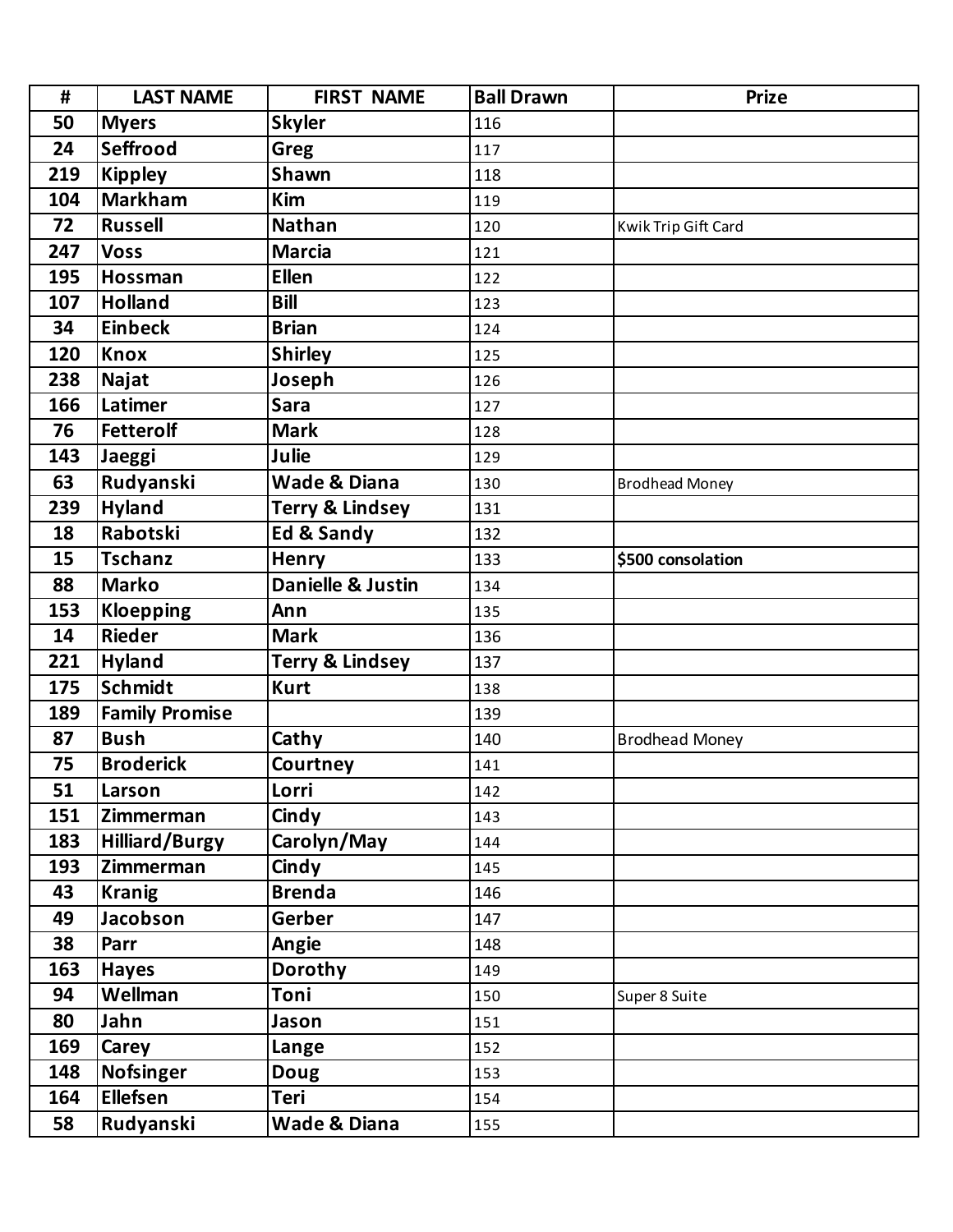| # | LAST NAME | FIRST NAME | Ball Drawn | Prize |
|---|---|---|---|---|
| 50 | Myers | Skyler | 116 | |
| 24 | Seffrood | Greg | 117 | |
| 219 | Kippley | Shawn | 118 | |
| 104 | Markham | Kim | 119 | |
| 72 | Russell | Nathan | 120 | Kwik Trip Gift Card |
| 247 | Voss | Marcia | 121 | |
| 195 | Hossman | Ellen | 122 | |
| 107 | Holland | Bill | 123 | |
| 34 | Einbeck | Brian | 124 | |
| 120 | Knox | Shirley | 125 | |
| 238 | Najat | Joseph | 126 | |
| 166 | Latimer | Sara | 127 | |
| 76 | Fetterolf | Mark | 128 | |
| 143 | Jaeggi | Julie | 129 | |
| 63 | Rudyanski | Wade & Diana | 130 | Brodhead Money |
| 239 | Hyland | Terry & Lindsey | 131 | |
| 18 | Rabotski | Ed & Sandy | 132 | |
| 15 | Tschanz | Henry | 133 | **$500 consolation** |
| 88 | Marko | Danielle & Justin | 134 | |
| 153 | Kloepping | Ann | 135 | |
| 14 | Rieder | Mark | 136 | |
| 221 | Hyland | Terry & Lindsey | 137 | |
| 175 | Schmidt | Kurt | 138 | |
| 189 | Family Promise | | 139 | |
| 87 | Bush | Cathy | 140 | Brodhead Money |
| 75 | Broderick | Courtney | 141 | |
| 51 | Larson | Lorri | 142 | |
| 151 | Zimmerman | Cindy | 143 | |
| 183 | Hilliard/Burgy | Carolyn/May | 144 | |
| 193 | Zimmerman | Cindy | 145 | |
| 43 | Kranig | Brenda | 146 | |
| 49 | Jacobson | Gerber | 147 | |
| 38 | Parr | Angie | 148 | |
| 163 | Hayes | Dorothy | 149 | |
| 94 | Wellman | Toni | 150 | Super 8 Suite |
| 80 | Jahn | Jason | 151 | |
| 169 | Carey | Lange | 152 | |
| 148 | Nofsinger | Doug | 153 | |
| 164 | Ellefsen | Teri | 154 | |
| 58 | Rudyanski | Wade & Diana | 155 | |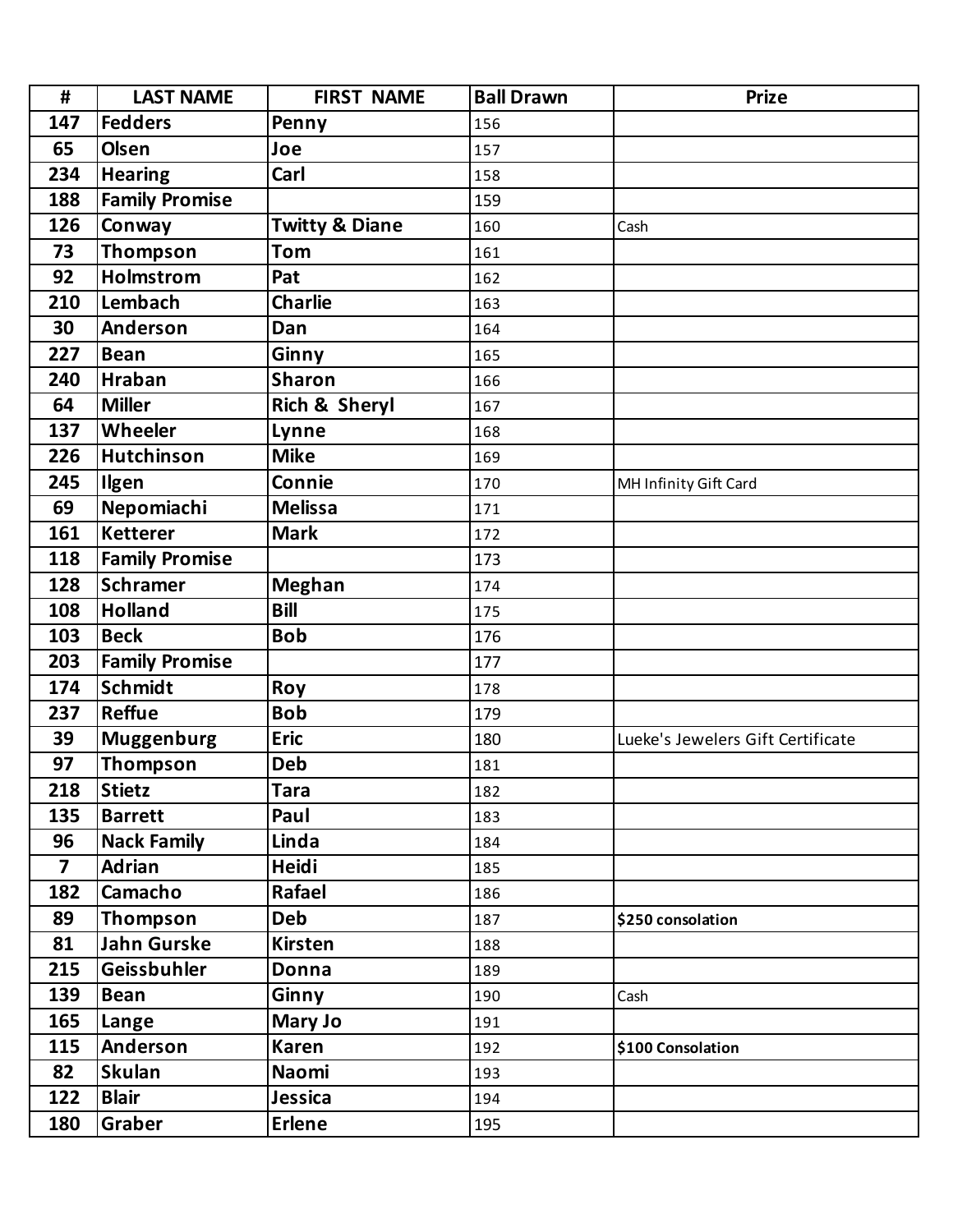| # | LAST NAME | FIRST NAME | Ball Drawn | Prize |
| --- | --- | --- | --- | --- |
| 147 | Fedders | Penny | 156 | |
| 65 | Olsen | Joe | 157 | |
| 234 | Hearing | Carl | 158 | |
| 188 | Family Promise | | 159 | |
| 126 | Conway | Twitty & Diane | 160 | Cash |
| 73 | Thompson | Tom | 161 | |
| 92 | Holmstrom | Pat | 162 | |
| 210 | Lembach | Charlie | 163 | |
| 30 | Anderson | Dan | 164 | |
| 227 | Bean | Ginny | 165 | |
| 240 | Hraban | Sharon | 166 | |
| 64 | Miller | Rich & Sheryl | 167 | |
| 137 | Wheeler | Lynne | 168 | |
| 226 | Hutchinson | Mike | 169 | |
| 245 | Ilgen | Connie | 170 | MH Infinity Gift Card |
| 69 | Nepomiachi | Melissa | 171 | |
| 161 | Ketterer | Mark | 172 | |
| 118 | Family Promise | | 173 | |
| 128 | Schramer | Meghan | 174 | |
| 108 | Holland | Bill | 175 | |
| 103 | Beck | Bob | 176 | |
| 203 | Family Promise | | 177 | |
| 174 | Schmidt | Roy | 178 | |
| 237 | Reffue | Bob | 179 | |
| 39 | Muggenburg | Eric | 180 | Lueke's Jewelers Gift Certificate |
| 97 | Thompson | Deb | 181 | |
| 218 | Stietz | Tara | 182 | |
| 135 | Barrett | Paul | 183 | |
| 96 | Nack Family | Linda | 184 | |
| 7 | Adrian | Heidi | 185 | |
| 182 | Camacho | Rafael | 186 | |
| 89 | Thompson | Deb | 187 | **$250 consolation** |
| 81 | Jahn Gurske | Kirsten | 188 | |
| 215 | Geissbuhler | Donna | 189 | |
| 139 | Bean | Ginny | 190 | Cash |
| 165 | Lange | Mary Jo | 191 | |
| 115 | Anderson | Karen | 192 | **$100 Consolation** |
| 82 | Skulan | Naomi | 193 | |
| 122 | Blair | Jessica | 194 | |
| 180 | Graber | Erlene | 195 | |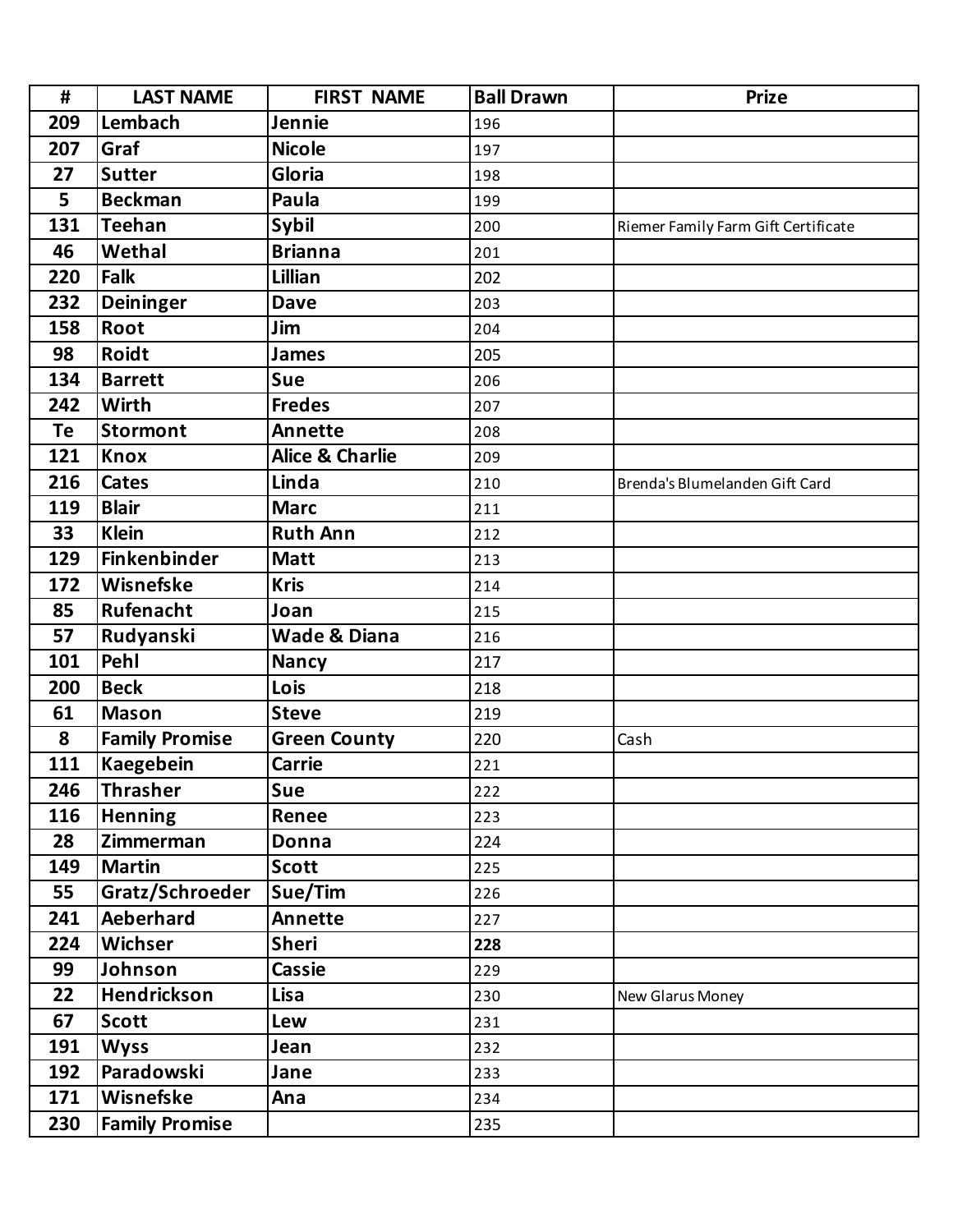| # | LAST NAME | FIRST NAME | Ball Drawn | Prize |
|---|---|---|---|---|
| 209 | Lembach | Jennie | 196 | |
| 207 | Graf | Nicole | 197 | |
| 27 | Sutter | Gloria | 198 | |
| 5 | Beckman | Paula | 199 | |
| 131 | Teehan | Sybil | 200 | Riemer Family Farm Gift Certificate |
| 46 | Wethal | Brianna | 201 | |
| 220 | Falk | Lillian | 202 | |
| 232 | Deininger | Dave | 203 | |
| 158 | Root | Jim | 204 | |
| 98 | Roidt | James | 205 | |
| 134 | Barrett | Sue | 206 | |
| 242 | Wirth | Fredes | 207 | |
| Te | Stormont | Annette | 208 | |
| 121 | Knox | Alice & Charlie | 209 | |
| 216 | Cates | Linda | 210 | Brenda's Blumelanden Gift Card |
| 119 | Blair | Marc | 211 | |
| 33 | Klein | Ruth Ann | 212 | |
| 129 | Finkenbinder | Matt | 213 | |
| 172 | Wisnefske | Kris | 214 | |
| 85 | Rufenacht | Joan | 215 | |
| 57 | Rudyanski | Wade & Diana | 216 | |
| 101 | Pehl | Nancy | 217 | |
| 200 | Beck | Lois | 218 | |
| 61 | Mason | Steve | 219 | |
| 8 | Family Promise | Green County | 220 | Cash |
| 111 | Kaegebein | Carrie | 221 | |
| 246 | Thrasher | Sue | 222 | |
| 116 | Henning | Renee | 223 | |
| 28 | Zimmerman | Donna | 224 | |
| 149 | Martin | Scott | 225 | |
| 55 | Gratz/Schroeder | Sue/Tim | 226 | |
| 241 | Aeberhard | Annette | 227 | |
| 224 | Wichser | Sheri | 228 | |
| 99 | Johnson | Cassie | 229 | |
| 22 | Hendrickson | Lisa | 230 | New Glarus Money |
| 67 | Scott | Lew | 231 | |
| 191 | Wyss | Jean | 232 | |
| 192 | Paradowski | Jane | 233 | |
| 171 | Wisnefske | Ana | 234 | |
| 230 | Family Promise | | 235 | |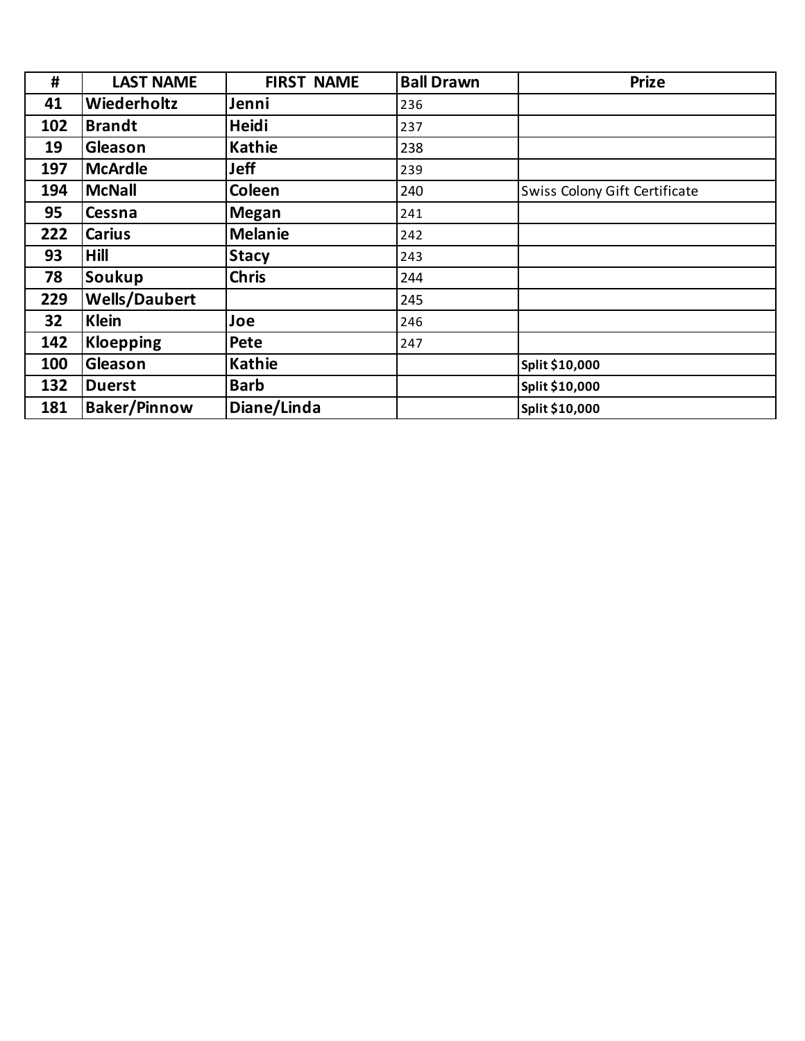| # | LAST NAME | FIRST NAME | Ball Drawn | Prize |
|---|---|---|---|---|
| 41 | Wiederholtz | Jenni | 236 | |
| 102 | Brandt | Heidi | 237 | |
| 19 | Gleason | Kathie | 238 | |
| 197 | McArdle | Jeff | 239 | |
| 194 | McNall | Coleen | 240 | Swiss Colony Gift Certificate |
| 95 | Cessna | Megan | 241 | |
| 222 | Carius | Melanie | 242 | |
| 93 | Hill | Stacy | 243 | |
| 78 | Soukup | Chris | 244 | |
| 229 | Wells/Daubert | | 245 | |
| 32 | Klein | Joe | 246 | |
| 142 | Kloepping | Pete | 247 | |
| 100 | Gleason | Kathie | | Split $10,000 |
| 132 | Duerst | Barb | | Split $10,000 |
| 181 | Baker/Pinnow | Diane/Linda | | Split $10,000 |